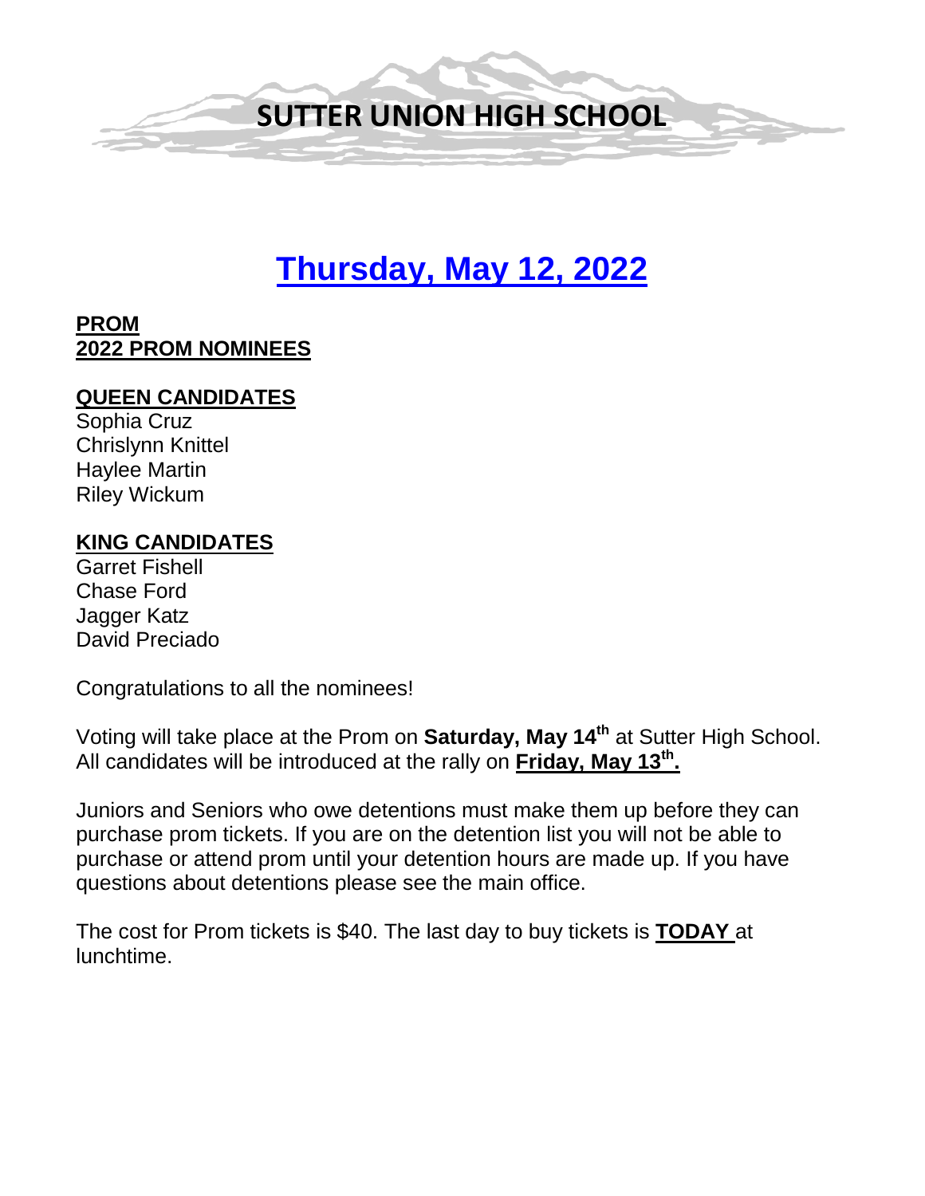# SUTTER UNION HIGH SCHOOL

## Thursday, May 12, 2022

**PROM**
**2022 PROM NOMINEES**

**QUEEN CANDIDATES**
Sophia Cruz
Chrislynn Knittel
Haylee Martin
Riley Wickum

**KING CANDIDATES**
Garret Fishell
Chase Ford
Jagger Katz
David Preciado

Congratulations to all the nominees!

Voting will take place at the Prom on **Saturday, May 14th** at Sutter High School. All candidates will be introduced at the rally on **Friday, May 13th.**

Juniors and Seniors who owe detentions must make them up before they can purchase prom tickets. If you are on the detention list you will not be able to purchase or attend prom until your detention hours are made up. If you have questions about detentions please see the main office.

The cost for Prom tickets is $40. The last day to buy tickets is **TODAY** at lunchtime.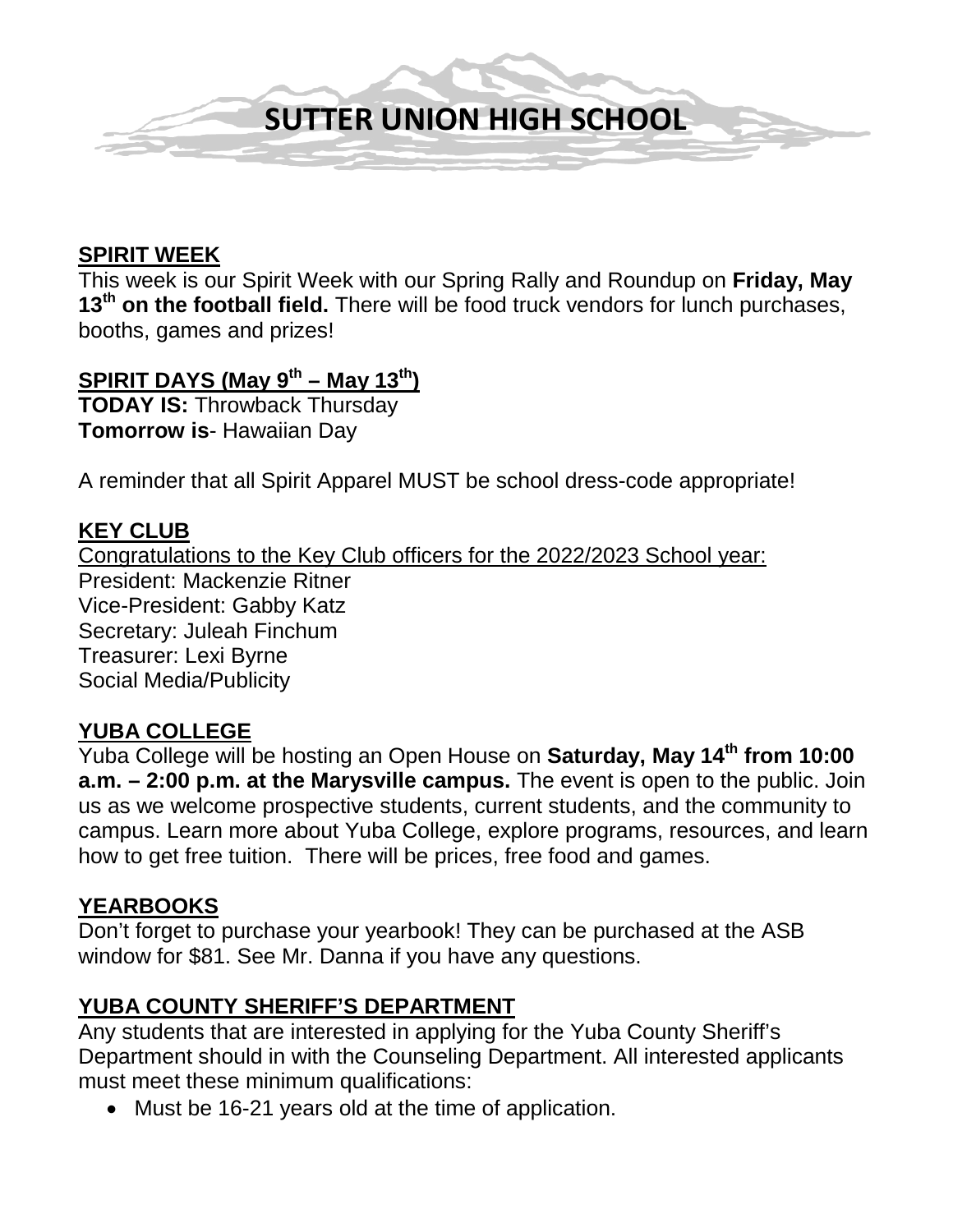# SUTTER UNION HIGH SCHOOL

**SPIRIT WEEK**

This week is our Spirit Week with our Spring Rally and Roundup on **Friday, May 13th on the football field.** There will be food truck vendors for lunch purchases, booths, games and prizes!

**SPIRIT DAYS (May 9th – May 13th)**

**TODAY IS:** Throwback Thursday
**Tomorrow is**- Hawaiian Day

A reminder that all Spirit Apparel MUST be school dress-code appropriate!

**KEY CLUB**

Congratulations to the Key Club officers for the 2022/2023 School year:
President: Mackenzie Ritner
Vice-President: Gabby Katz
Secretary: Juleah Finchum
Treasurer: Lexi Byrne
Social Media/Publicity

**YUBA COLLEGE**

Yuba College will be hosting an Open House on **Saturday, May 14th from 10:00 a.m. – 2:00 p.m. at the Marysville campus.** The event is open to the public. Join us as we welcome prospective students, current students, and the community to campus. Learn more about Yuba College, explore programs, resources, and learn how to get free tuition. There will be prices, free food and games.

**YEARBOOKS**

Don't forget to purchase your yearbook! They can be purchased at the ASB window for $81. See Mr. Danna if you have any questions.

**YUBA COUNTY SHERIFF'S DEPARTMENT**

Any students that are interested in applying for the Yuba County Sheriff's Department should in with the Counseling Department. All interested applicants must meet these minimum qualifications:

- Must be 16-21 years old at the time of application.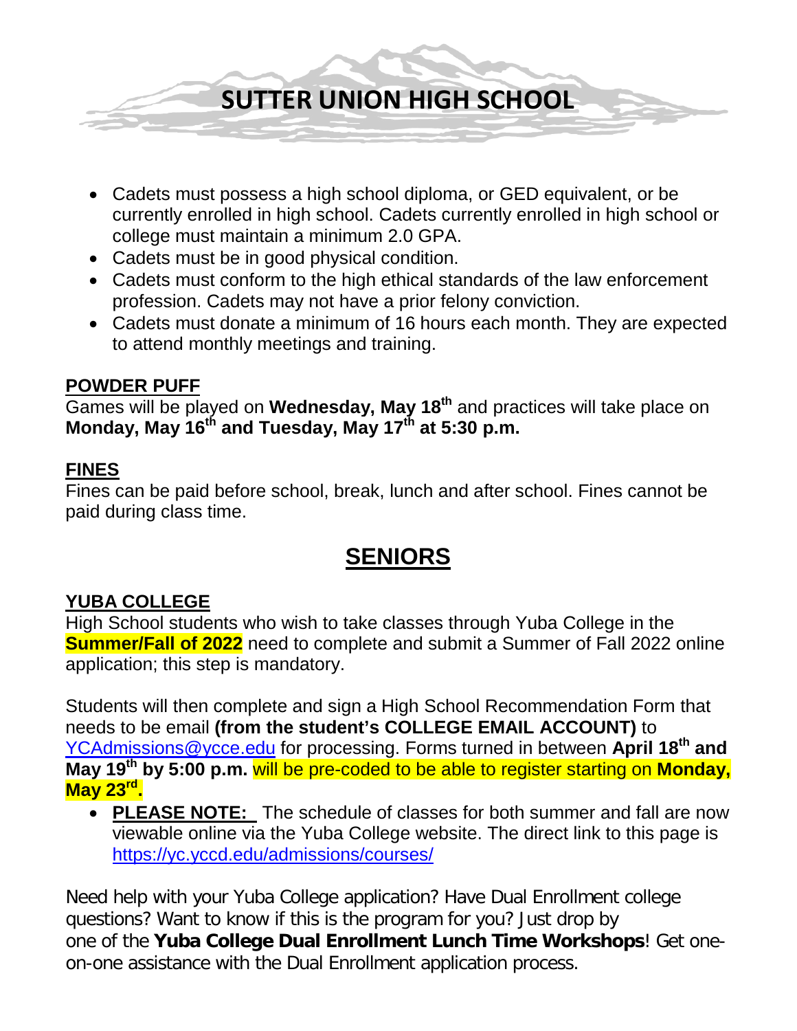- Cadets must possess a high school diploma, or GED equivalent, or be currently enrolled in high school. Cadets currently enrolled in high school or college must maintain a minimum 2.0 GPA.
- Cadets must be in good physical condition.
- Cadets must conform to the high ethical standards of the law enforcement profession. Cadets may not have a prior felony conviction.
- Cadets must donate a minimum of 16 hours each month. They are expected to attend monthly meetings and training.

### POWDER PUFF

Games will be played on **Wednesday, May 18th** and practices will take place on **Monday, May 16th and Tuesday, May 17th at 5:30 p.m.**

### FINES

Fines can be paid before school, break, lunch and after school. Fines cannot be paid during class time.

## SENIORS

### YUBA COLLEGE

High School students who wish to take classes through Yuba College in the **Summer/Fall of 2022** need to complete and submit a Summer of Fall 2022 online application; this step is mandatory.

Students will then complete and sign a High School Recommendation Form that needs to be email **(from the student's COLLEGE EMAIL ACCOUNT)** to YCAdmissions@ycce.edu for processing. Forms turned in between **April 18th and May 19th by 5:00 p.m.** will be pre-coded to be able to register starting on **Monday, May 23rd.**

- **PLEASE NOTE:** The schedule of classes for both summer and fall are now viewable online via the Yuba College website. The direct link to this page is https://yc.yccd.edu/admissions/courses/

Need help with your Yuba College application? Have Dual Enrollment college questions? Want to know if this is the program for you? Just drop by one of the **Yuba College Dual Enrollment Lunch Time Workshops**! Get one-on-one assistance with the Dual Enrollment application process.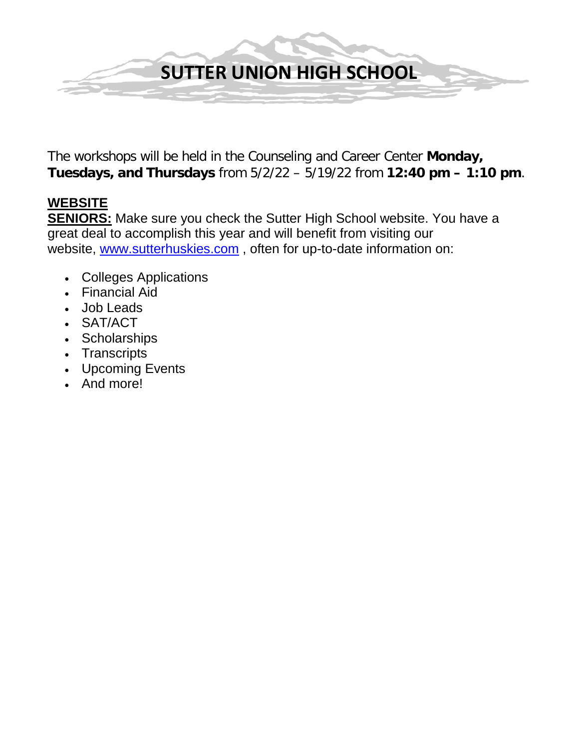# SUTTER UNION HIGH SCHOOL

The workshops will be held in the Counseling and Career Center **Monday, Tuesdays, and Thursdays** from 5/2/22 – 5/19/22 from **12:40 pm – 1:10 pm**.

## WEBSITE

**SENIORS:** Make sure you check the Sutter High School website. You have a great deal to accomplish this year and will benefit from visiting our website, [www.sutterhuskies.com](http://www.sutterhuskies.com) , often for up-to-date information on:

- Colleges Applications
- Financial Aid
- Job Leads
- SAT/ACT
- Scholarships
- Transcripts
- Upcoming Events
- And more!